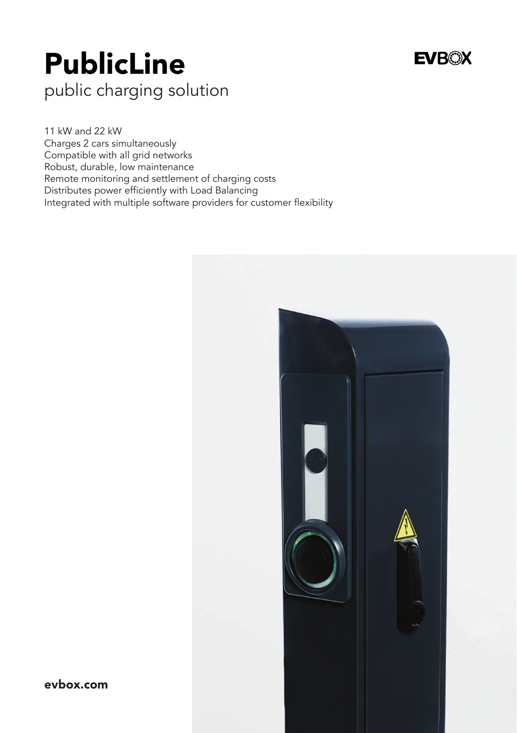# PublicLine

## public charging solution

EVBOX

11 kW and 22 kW
Charges 2 cars simultaneously
Compatible with all grid networks
Robust, durable, low maintenance
Remote monitoring and settlement of charging costs
Distributes power efficiently with Load Balancing
Integrated with multiple software providers for customer flexibility

**evbox.com**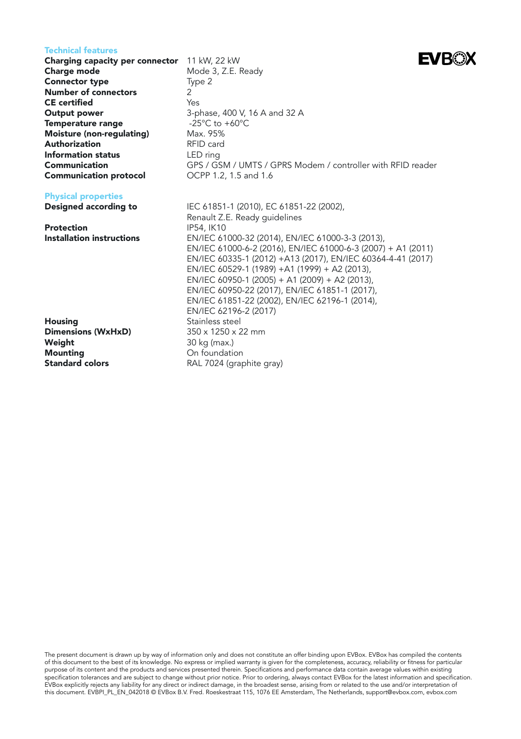EVBOX

## Technical features

| | |
|---|---|
| **Charging capacity per connector** | 11 kW, 22 kW |
| **Charge mode** | Mode 3, Z.E. Ready |
| **Connector type** | Type 2 |
| **Number of connectors** | 2 |
| **CE certified** | Yes |
| **Output power** | 3-phase, 400 V, 16 A and 32 A |
| **Temperature range** | -25°C to +60°C |
| **Moisture (non-regulating)** | Max. 95% |
| **Authorization** | RFID card |
| **Information status** | LED ring |
| **Communication** | GPS / GSM / UMTS / GPRS Modem / controller with RFID reader |
| **Communication protocol** | OCPP 1.2, 1.5 and 1.6 |

## Physical properties

| | |
|---|---|
| **Designed according to** | IEC 61851-1 (2010), EC 61851-22 (2002), Renault Z.E. Ready guidelines |
| **Protection** | IP54, IK10 |
| **Installation instructions** | EN/IEC 61000-32 (2014), EN/IEC 61000-3-3 (2013), EN/IEC 61000-6-2 (2016), EN/IEC 61000-6-3 (2007) + A1 (2011) EN/IEC 60335-1 (2012) +A13 (2017), EN/IEC 60364-4-41 (2017) EN/IEC 60529-1 (1989) +A1 (1999) + A2 (2013), EN/IEC 60950-1 (2005) + A1 (2009) + A2 (2013), EN/IEC 60950-22 (2017), EN/IEC 61851-1 (2017), EN/IEC 61851-22 (2002), EN/IEC 62196-1 (2014), EN/IEC 62196-2 (2017) |
| **Housing** | Stainless steel |
| **Dimensions (WxHxD)** | 350 x 1250 x 22 mm |
| **Weight** | 30 kg (max.) |
| **Mounting** | On foundation |
| **Standard colors** | RAL 7024 (graphite gray) |

The present document is drawn up by way of information only and does not constitute an offer binding upon EVBox. EVBox has compiled the contents of this document to the best of its knowledge. No express or implied warranty is given for the completeness, accuracy, reliability or fitness for particular purpose of its content and the products and services presented therein. Specifications and performance data contain average values within existing specification tolerances and are subject to change without prior notice. Prior to ordering, always contact EVBox for the latest information and specification. EVBox explicitly rejects any liability for any direct or indirect damage, in the broadest sense, arising from or related to the use and/or interpretation of this document. EVBPI_PL_EN_042018 © EVBox B.V. Fred. Roeskestraat 115, 1076 EE Amsterdam, The Netherlands, support@evbox.com, evbox.com